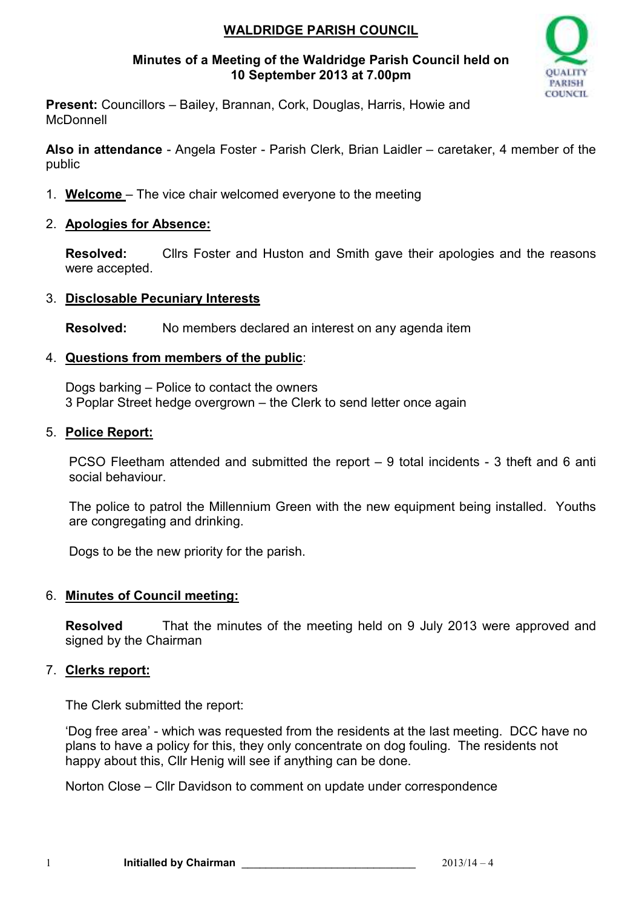# WALDRIDGE PARISH COUNCIL

**Minutes of a Meeting of the Waldridge Parish Council held on 10 September 2013 at 7.00pm**

**Present:** Councillors – Bailey, Brannan, Cork, Douglas, Harris, Howie and McDonnell

**Also in attendance** - Angela Foster - Parish Clerk, Brian Laidler – caretaker, 4 member of the public

1. **Welcome** – The vice chair welcomed everyone to the meeting

2. **Apologies for Absence:**

   **Resolved:** Cllrs Foster and Huston and Smith gave their apologies and the reasons were accepted.

3. **Disclosable Pecuniary Interests**

   **Resolved:** No members declared an interest on any agenda item

4. **Questions from members of the public**:

   Dogs barking – Police to contact the owners
   3 Poplar Street hedge overgrown – the Clerk to send letter once again

5. **Police Report:**

   PCSO Fleetham attended and submitted the report – 9 total incidents - 3 theft and 6 anti social behaviour.

   The police to patrol the Millennium Green with the new equipment being installed. Youths are congregating and drinking.

   Dogs to be the new priority for the parish.

6. **Minutes of Council meeting:**

   **Resolved** That the minutes of the meeting held on 9 July 2013 were approved and signed by the Chairman

7. **Clerks report:**

   The Clerk submitted the report:

   'Dog free area' - which was requested from the residents at the last meeting. DCC have no plans to have a policy for this, they only concentrate on dog fouling. The residents not happy about this, Cllr Henig will see if anything can be done.

   Norton Close – Cllr Davidson to comment on update under correspondence

**Initialled by Chairman** ______________________________ 2013/14 – 4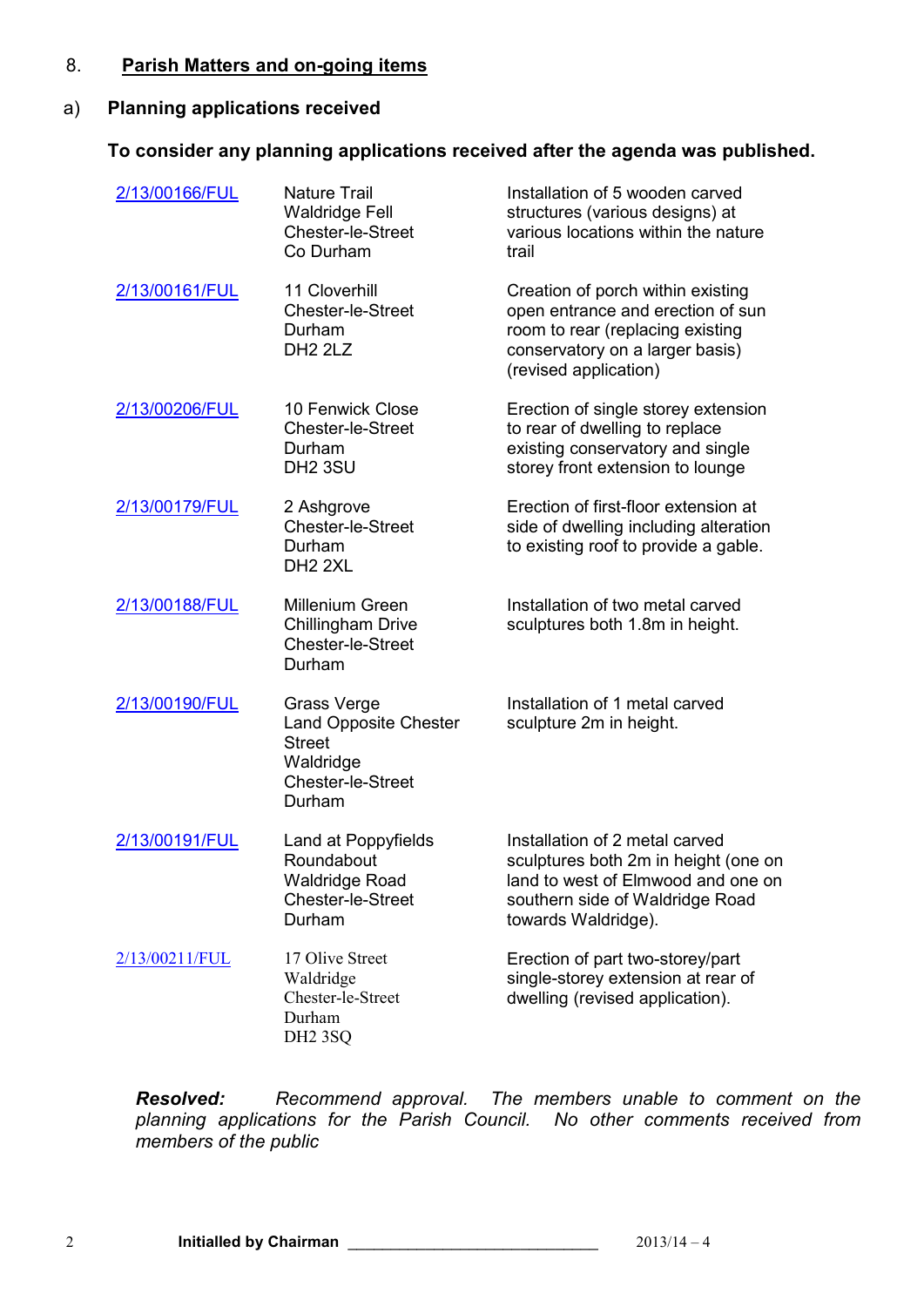8. **Parish Matters and on-going items**

a) **Planning applications received**

**To consider any planning applications received after the agenda was published.**

| | | |
|---|---|---|
| 2/13/00166/FUL | Nature Trail<br>Waldridge Fell<br>Chester-le-Street<br>Co Durham | Installation of 5 wooden carved structures (various designs) at various locations within the nature trail |
| 2/13/00161/FUL | 11 Cloverhill<br>Chester-le-Street<br>Durham<br>DH2 2LZ | Creation of porch within existing open entrance and erection of sun room to rear (replacing existing conservatory on a larger basis) (revised application) |
| 2/13/00206/FUL | 10 Fenwick Close<br>Chester-le-Street<br>Durham<br>DH2 3SU | Erection of single storey extension to rear of dwelling to replace existing conservatory and single storey front extension to lounge |
| 2/13/00179/FUL | 2 Ashgrove<br>Chester-le-Street<br>Durham<br>DH2 2XL | Erection of first-floor extension at side of dwelling including alteration to existing roof to provide a gable. |
| 2/13/00188/FUL | Millenium Green<br>Chillingham Drive<br>Chester-le-Street<br>Durham | Installation of two metal carved sculptures both 1.8m in height. |
| 2/13/00190/FUL | Grass Verge<br>Land Opposite Chester Street<br>Waldridge<br>Chester-le-Street<br>Durham | Installation of 1 metal carved sculpture 2m in height. |
| 2/13/00191/FUL | Land at Poppyfields Roundabout<br>Waldridge Road<br>Chester-le-Street<br>Durham | Installation of 2 metal carved sculptures both 2m in height (one on land to west of Elmwood and one on southern side of Waldridge Road towards Waldridge). |
| 2/13/00211/FUL | 17 Olive Street<br>Waldridge<br>Chester-le-Street<br>Durham<br>DH2 3SQ | Erection of part two-storey/part single-storey extension at rear of dwelling (revised application). |

***Resolved:*** *Recommend approval. The members unable to comment on the planning applications for the Parish Council. No other comments received from members of the public*

**Initialled by Chairman** ______________________________ 2013/14 – 4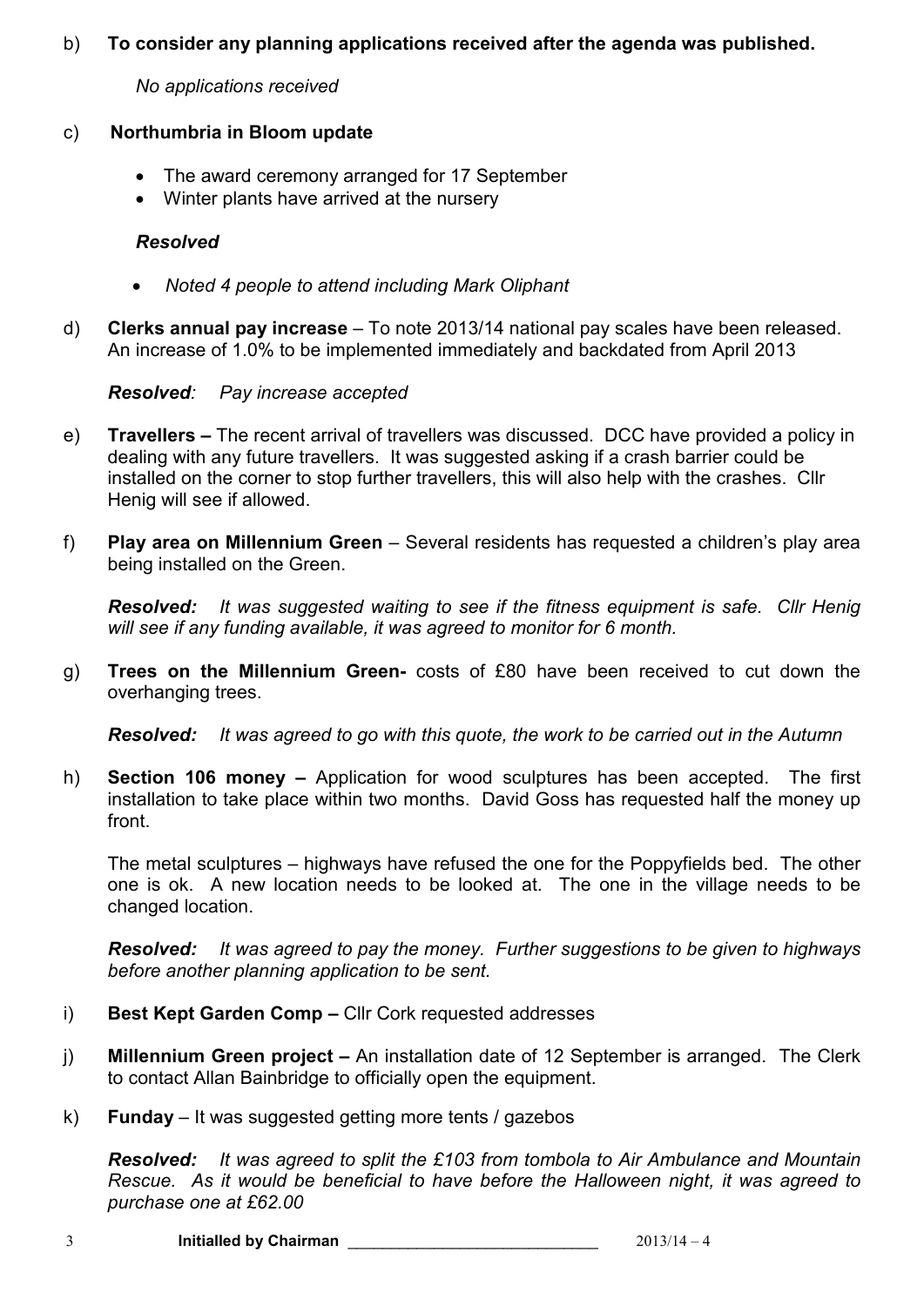b) **To consider any planning applications received after the agenda was published.**

*No applications received*

c) **Northumbria in Bloom update**

- The award ceremony arranged for 17 September
- Winter plants have arrived at the nursery

***Resolved***

- *Noted 4 people to attend including Mark Oliphant*

d) **Clerks annual pay increase** – To note 2013/14 national pay scales have been released. An increase of 1.0% to be implemented immediately and backdated from April 2013

***Resolved**: Pay increase accepted*

e) **Travellers –** The recent arrival of travellers was discussed. DCC have provided a policy in dealing with any future travellers. It was suggested asking if a crash barrier could be installed on the corner to stop further travellers, this will also help with the crashes. Cllr Henig will see if allowed.

f) **Play area on Millennium Green** – Several residents has requested a children's play area being installed on the Green.

***Resolved:** It was suggested waiting to see if the fitness equipment is safe. Cllr Henig will see if any funding available, it was agreed to monitor for 6 month.*

g) **Trees on the Millennium Green-** costs of £80 have been received to cut down the overhanging trees.

***Resolved:** It was agreed to go with this quote, the work to be carried out in the Autumn*

h) **Section 106 money –** Application for wood sculptures has been accepted. The first installation to take place within two months. David Goss has requested half the money up front.

The metal sculptures – highways have refused the one for the Poppyfields bed. The other one is ok. A new location needs to be looked at. The one in the village needs to be changed location.

***Resolved:** It was agreed to pay the money. Further suggestions to be given to highways before another planning application to be sent.*

i) **Best Kept Garden Comp –** Cllr Cork requested addresses

j) **Millennium Green project –** An installation date of 12 September is arranged. The Clerk to contact Allan Bainbridge to officially open the equipment.

k) **Funday** – It was suggested getting more tents / gazebos

***Resolved:** It was agreed to split the £103 from tombola to Air Ambulance and Mountain Rescue. As it would be beneficial to have before the Halloween night, it was agreed to purchase one at £62.00*

**Initialled by Chairman** ______________________________ 2013/14 – 4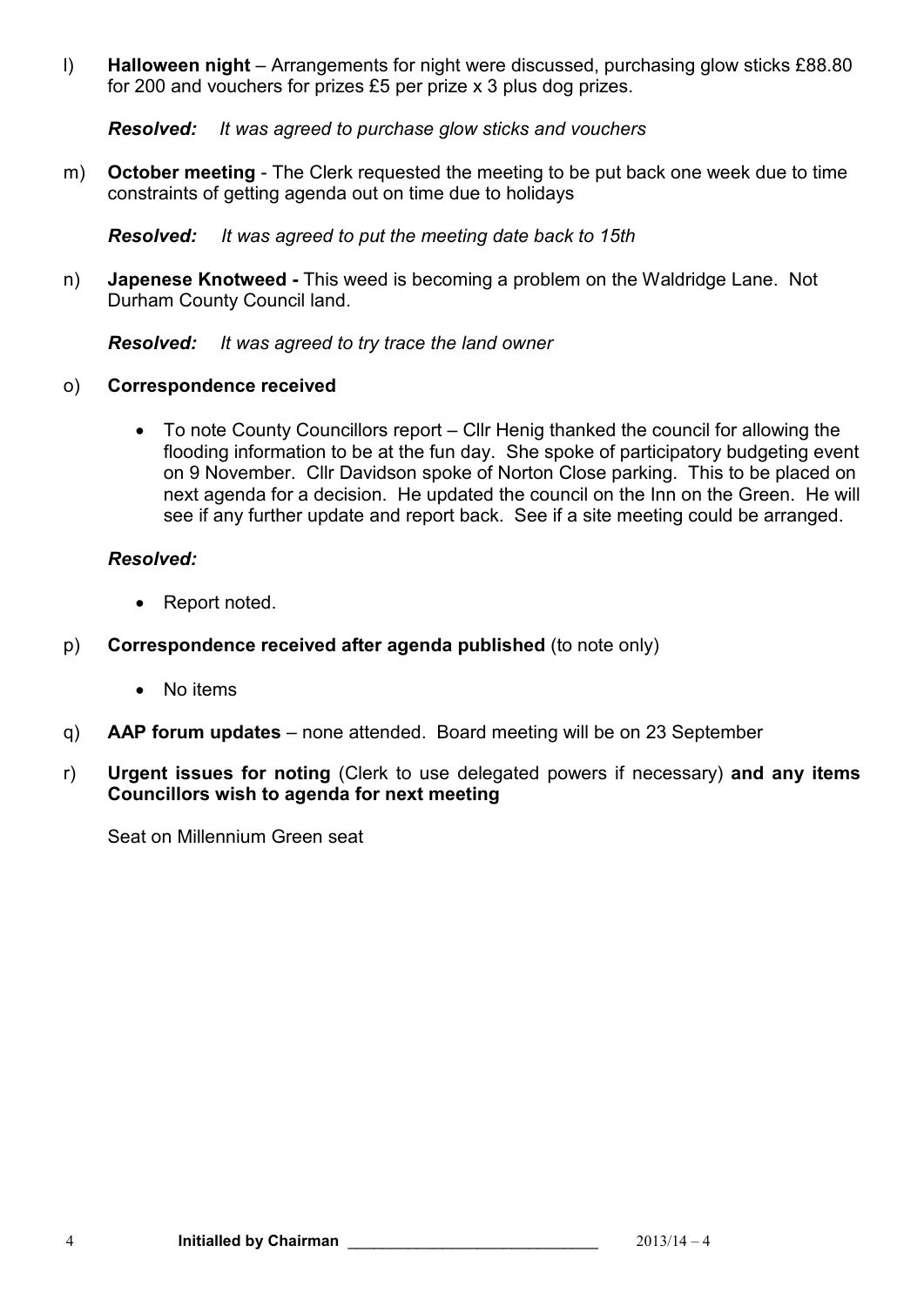l) **Halloween night** – Arrangements for night were discussed, purchasing glow sticks £88.80 for 200 and vouchers for prizes £5 per prize x 3 plus dog prizes.

   ***Resolved:*** *It was agreed to purchase glow sticks and vouchers*

m) **October meeting** - The Clerk requested the meeting to be put back one week due to time constraints of getting agenda out on time due to holidays

   ***Resolved:*** *It was agreed to put the meeting date back to 15th*

n) **Japenese Knotweed -** This weed is becoming a problem on the Waldridge Lane. Not Durham County Council land.

   ***Resolved:*** *It was agreed to try trace the land owner*

o) **Correspondence received**

   - To note County Councillors report – Cllr Henig thanked the council for allowing the flooding information to be at the fun day. She spoke of participatory budgeting event on 9 November. Cllr Davidson spoke of Norton Close parking. This to be placed on next agenda for a decision. He updated the council on the Inn on the Green. He will see if any further update and report back. See if a site meeting could be arranged.

   ***Resolved:***

   - Report noted.

p) **Correspondence received after agenda published** (to note only)

   - No items

q) **AAP forum updates** – none attended. Board meeting will be on 23 September

r) **Urgent issues for noting** (Clerk to use delegated powers if necessary) **and any items Councillors wish to agenda for next meeting**

   Seat on Millennium Green seat

**Initialled by Chairman** ______________________________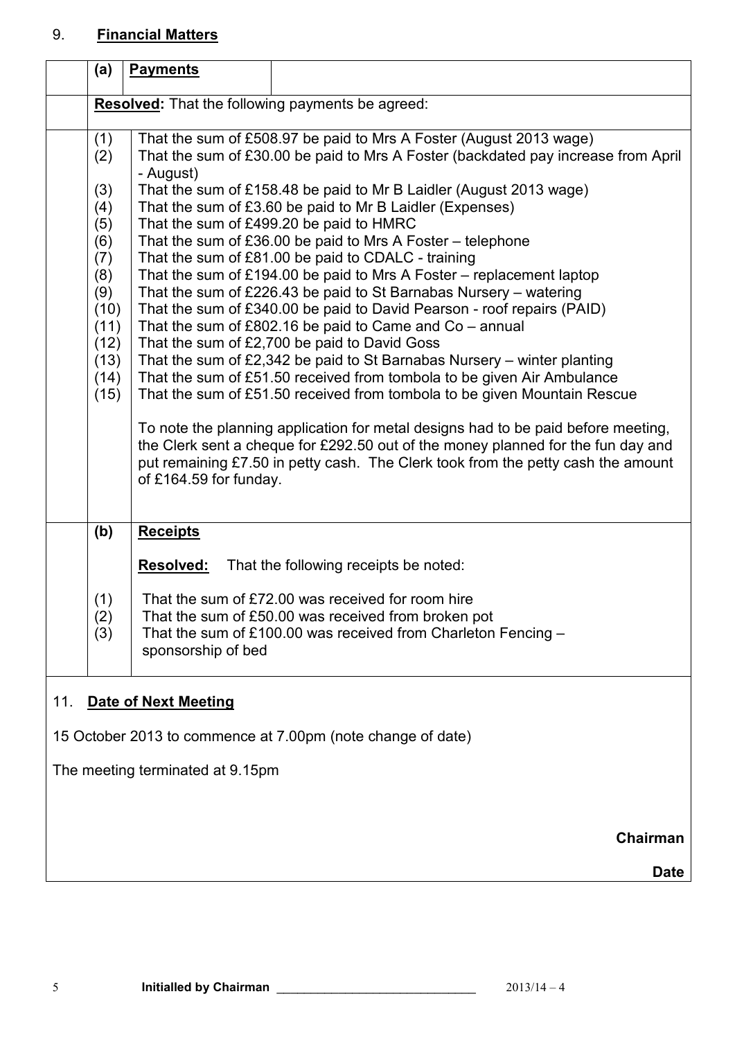## 9. **Financial Matters**

### (a) **Payments**

**Resolved:** That the following payments be agreed:

(1) That the sum of £508.97 be paid to Mrs A Foster (August 2013 wage)
(2) That the sum of £30.00 be paid to Mrs A Foster (backdated pay increase from April - August)
(3) That the sum of £158.48 be paid to Mr B Laidler (August 2013 wage)
(4) That the sum of £3.60 be paid to Mr B Laidler (Expenses)
(5) That the sum of £499.20 be paid to HMRC
(6) That the sum of £36.00 be paid to Mrs A Foster – telephone
(7) That the sum of £81.00 be paid to CDALC - training
(8) That the sum of £194.00 be paid to Mrs A Foster – replacement laptop
(9) That the sum of £226.43 be paid to St Barnabas Nursery – watering
(10) That the sum of £340.00 be paid to David Pearson - roof repairs (PAID)
(11) That the sum of £802.16 be paid to Came and Co – annual
(12) That the sum of £2,700 be paid to David Goss
(13) That the sum of £2,342 be paid to St Barnabas Nursery – winter planting
(14) That the sum of £51.50 received from tombola to be given Air Ambulance
(15) That the sum of £51.50 received from tombola to be given Mountain Rescue

To note the planning application for metal designs had to be paid before meeting, the Clerk sent a cheque for £292.50 out of the money planned for the fun day and put remaining £7.50 in petty cash. The Clerk took from the petty cash the amount of £164.59 for funday.

### (b) **Receipts**

**Resolved:** That the following receipts be noted:

(1) That the sum of £72.00 was received for room hire
(2) That the sum of £50.00 was received from broken pot
(3) That the sum of £100.00 was received from Charleton Fencing – sponsorship of bed

## 11. **Date of Next Meeting**

15 October 2013 to commence at 7.00pm (note change of date)

The meeting terminated at 9.15pm

**Chairman**

**Date**

**Initialled by Chairman** ______________________________ 2013/14 – 4